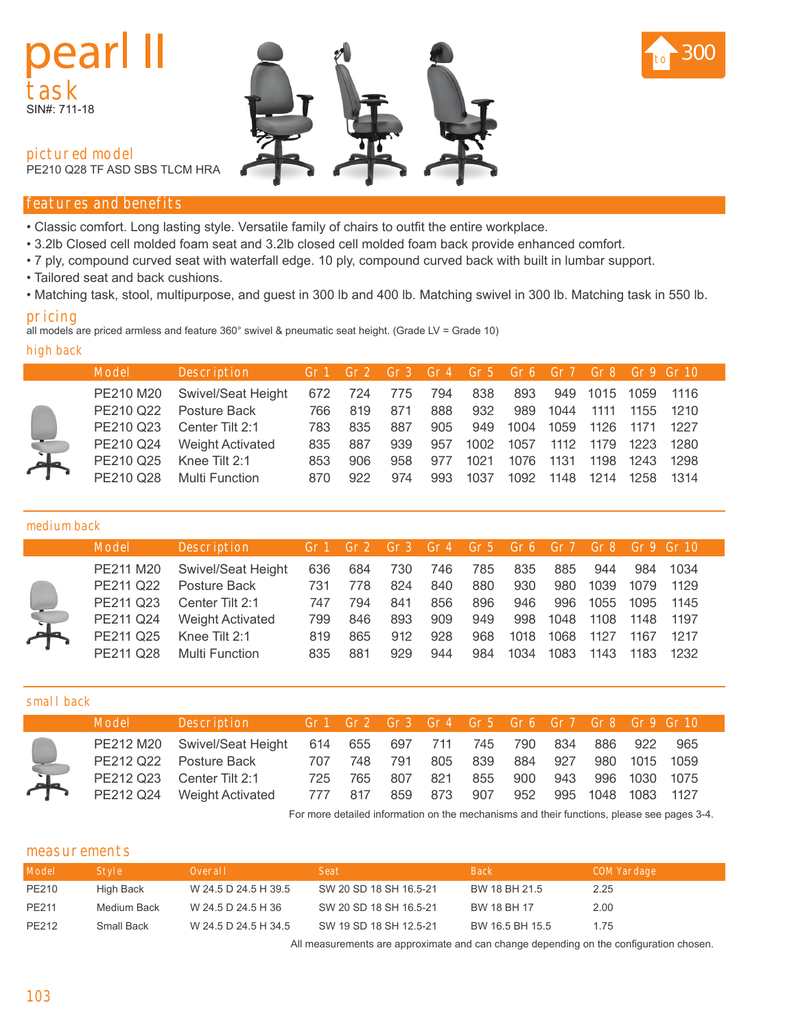# pearl II

## task

SIN#: 711-18

to 300

### pictured model

PE210 Q28 TF ASD SBS TLCM HRA

## features and benefits

- Classic comfort. Long lasting style. Versatile family of chairs to outfit the entire workplace.
- 3.2lb Closed cell molded foam seat and 3.2lb closed cell molded foam back provide enhanced comfort.
- 7 ply, compound curved seat with waterfall edge. 10 ply, compound curved back with built in lumbar support.
- Tailored seat and back cushions.
- Matching task, stool, multipurpose, and guest in 300 lb and 400 lb. Matching swivel in 300 lb. Matching task in 550 lb.

## pricing

all models are priced armless and feature 360° swivel & pneumatic seat height. (Grade LV = Grade 10)

### high back

| Model | Description | Gr 1 | Gr 2 | Gr 3 | Gr 4 | Gr 5 | Gr 6 | Gr 7 | Gr 8 | Gr 9 | Gr 10 |
|---|---|---|---|---|---|---|---|---|---|---|---|
| PE210 M20 | Swivel/Seat Height | 672 | 724 | 775 | 794 | 838 | 893 | 949 | 1015 | 1059 | 1116 |
| PE210 Q22 | Posture Back | 766 | 819 | 871 | 888 | 932 | 989 | 1044 | 1111 | 1155 | 1210 |
| PE210 Q23 | Center Tilt 2:1 | 783 | 835 | 887 | 905 | 949 | 1004 | 1059 | 1126 | 1171 | 1227 |
| PE210 Q24 | Weight Activated | 835 | 887 | 939 | 957 | 1002 | 1057 | 1112 | 1179 | 1223 | 1280 |
| PE210 Q25 | Knee Tilt 2:1 | 853 | 906 | 958 | 977 | 1021 | 1076 | 1131 | 1198 | 1243 | 1298 |
| PE210 Q28 | Multi Function | 870 | 922 | 974 | 993 | 1037 | 1092 | 1148 | 1214 | 1258 | 1314 |

### medium back

| Model | Description | Gr 1 | Gr 2 | Gr 3 | Gr 4 | Gr 5 | Gr 6 | Gr 7 | Gr 8 | Gr 9 | Gr 10 |
|---|---|---|---|---|---|---|---|---|---|---|---|
| PE211 M20 | Swivel/Seat Height | 636 | 684 | 730 | 746 | 785 | 835 | 885 | 944 | 984 | 1034 |
| PE211 Q22 | Posture Back | 731 | 778 | 824 | 840 | 880 | 930 | 980 | 1039 | 1079 | 1129 |
| PE211 Q23 | Center Tilt 2:1 | 747 | 794 | 841 | 856 | 896 | 946 | 996 | 1055 | 1095 | 1145 |
| PE211 Q24 | Weight Activated | 799 | 846 | 893 | 909 | 949 | 998 | 1048 | 1108 | 1148 | 1197 |
| PE211 Q25 | Knee Tilt 2:1 | 819 | 865 | 912 | 928 | 968 | 1018 | 1068 | 1127 | 1167 | 1217 |
| PE211 Q28 | Multi Function | 835 | 881 | 929 | 944 | 984 | 1034 | 1083 | 1143 | 1183 | 1232 |

### small back

| Model | Description | Gr 1 | Gr 2 | Gr 3 | Gr 4 | Gr 5 | Gr 6 | Gr 7 | Gr 8 | Gr 9 | Gr 10 |
|---|---|---|---|---|---|---|---|---|---|---|---|
| PE212 M20 | Swivel/Seat Height | 614 | 655 | 697 | 711 | 745 | 790 | 834 | 886 | 922 | 965 |
| PE212 Q22 | Posture Back | 707 | 748 | 791 | 805 | 839 | 884 | 927 | 980 | 1015 | 1059 |
| PE212 Q23 | Center Tilt 2:1 | 725 | 765 | 807 | 821 | 855 | 900 | 943 | 996 | 1030 | 1075 |
| PE212 Q24 | Weight Activated | 777 | 817 | 859 | 873 | 907 | 952 | 995 | 1048 | 1083 | 1127 |

For more detailed information on the mechanisms and their functions, please see pages 3-4.

## measurements

| Model | Style | Overall | Seat | Back | COM Yardage |
|---|---|---|---|---|---|
| PE210 | High Back | W 24.5 D 24.5 H 39.5 | SW 20 SD 18 SH 16.5-21 | BW 18 BH 21.5 | 2.25 |
| PE211 | Medium Back | W 24.5 D 24.5 H 36 | SW 20 SD 18 SH 16.5-21 | BW 18 BH 17 | 2.00 |
| PE212 | Small Back | W 24.5 D 24.5 H 34.5 | SW 19 SD 18 SH 12.5-21 | BW 16.5 BH 15.5 | 1.75 |

All measurements are approximate and can change depending on the configuration chosen.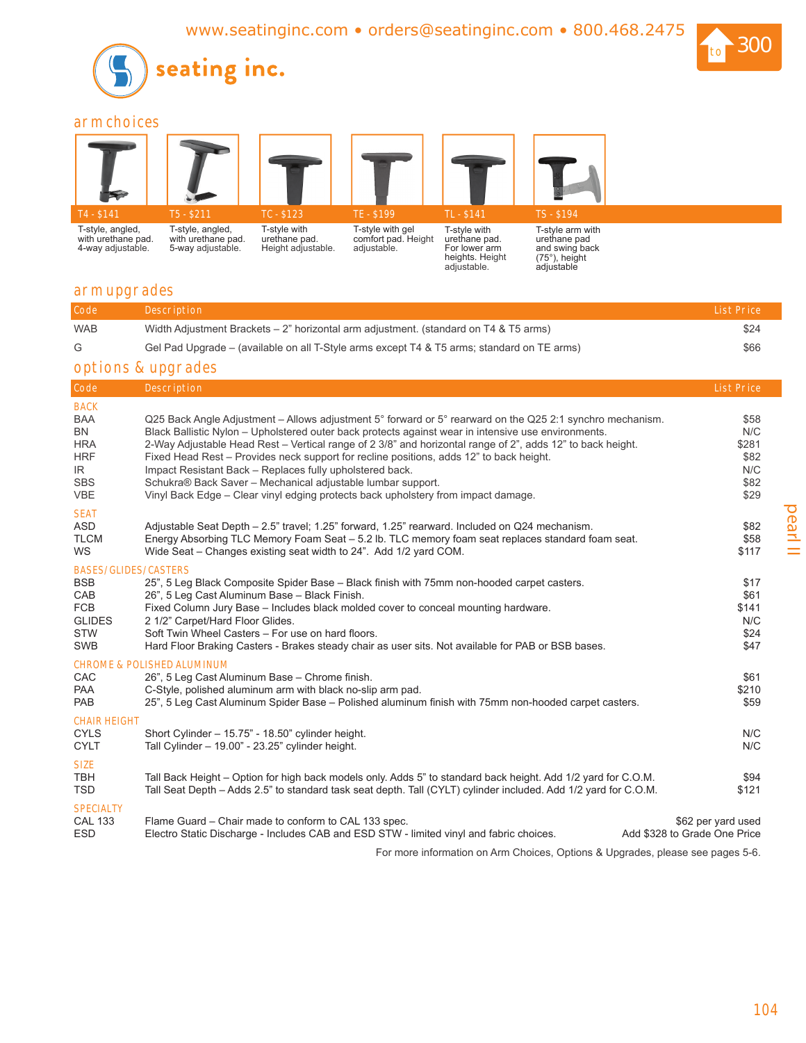www.seatinginc.com • orders@seatinginc.com • 800.468.2475

seating inc.

to 300

## arm choices

| T4 - $141 | T5 - $211 | TC - $123 | TE - $199 | TL - $141 | TS - $194 |
|---|---|---|---|---|---|
| T-style, angled, with urethane pad. 4-way adjustable. | T-style, angled, with urethane pad. 5-way adjustable. | T-style with urethane pad. Height adjustable. | T-style with gel comfort pad. Height adjustable. | T-style with urethane pad. For lower arm heights. Height adjustable. | T-style arm with urethane pad and swing back (75°), height adjustable |

## arm upgrades

| Code | Description | List Price |
|---|---|---|
| WAB | Width Adjustment Brackets – 2" horizontal arm adjustment. (standard on T4 & T5 arms) | $24 |
| G | Gel Pad Upgrade – (available on all T-Style arms except T4 & T5 arms; standard on TE arms) | $66 |

## options & upgrades

| Code | Description | List Price |
|---|---|---|
| **BACK** | | |
| BAA | Q25 Back Angle Adjustment – Allows adjustment 5° forward or 5° rearward on the Q25 2:1 synchro mechanism. | $58 |
| BN | Black Ballistic Nylon – Upholstered outer back protects against wear in intensive use environments. | N/C |
| HRA | 2-Way Adjustable Head Rest – Vertical range of 2 3/8" and horizontal range of 2", adds 12" to back height. | $281 |
| HRF | Fixed Head Rest – Provides neck support for recline positions, adds 12" to back height. | $82 |
| IR | Impact Resistant Back – Replaces fully upholstered back. | N/C |
| SBS | Schukra® Back Saver – Mechanical adjustable lumbar support. | $82 |
| VBE | Vinyl Back Edge – Clear vinyl edging protects back upholstery from impact damage. | $29 |
| **SEAT** | | |
| ASD | Adjustable Seat Depth – 2.5" travel; 1.25" forward, 1.25" rearward. Included on Q24 mechanism. | $82 |
| TLCM | Energy Absorbing TLC Memory Foam Seat – 5.2 lb. TLC memory foam seat replaces standard foam seat. | $58 |
| WS | Wide Seat – Changes existing seat width to 24". Add 1/2 yard COM. | $117 |
| **BASES/GLIDES/CASTERS** | | |
| BSB | 25", 5 Leg Black Composite Spider Base – Black finish with 75mm non-hooded carpet casters. | $17 |
| CAB | 26", 5 Leg Cast Aluminum Base – Black Finish. | $61 |
| FCB | Fixed Column Jury Base – Includes black molded cover to conceal mounting hardware. | $141 |
| GLIDES | 2 1/2" Carpet/Hard Floor Glides. | N/C |
| STW | Soft Twin Wheel Casters – For use on hard floors. | $24 |
| SWB | Hard Floor Braking Casters - Brakes steady chair as user sits. Not available for PAB or BSB bases. | $47 |
| **CHROME & POLISHED ALUMINUM** | | |
| CAC | 26", 5 Leg Cast Aluminum Base – Chrome finish. | $61 |
| PAA | C-Style, polished aluminum arm with black no-slip arm pad. | $210 |
| PAB | 25", 5 Leg Cast Aluminum Spider Base – Polished aluminum finish with 75mm non-hooded carpet casters. | $59 |
| **CHAIR HEIGHT** | | |
| CYLS | Short Cylinder – 15.75" - 18.50" cylinder height. | N/C |
| CYLT | Tall Cylinder – 19.00" - 23.25" cylinder height. | N/C |
| **SIZE** | | |
| TBH | Tall Back Height – Option for high back models only. Adds 5" to standard back height. Add 1/2 yard for C.O.M. | $94 |
| TSD | Tall Seat Depth – Adds 2.5" to standard task seat depth. Tall (CYLT) cylinder included. Add 1/2 yard for C.O.M. | $121 |
| **SPECIALTY** | | |
| CAL 133 | Flame Guard – Chair made to conform to CAL 133 spec. | $62 per yard used |
| ESD | Electro Static Discharge - Includes CAB and ESD STW - limited vinyl and fabric choices. | Add $328 to Grade One Price |

For more information on Arm Choices, Options & Upgrades, please see pages 5-6.

pearl II